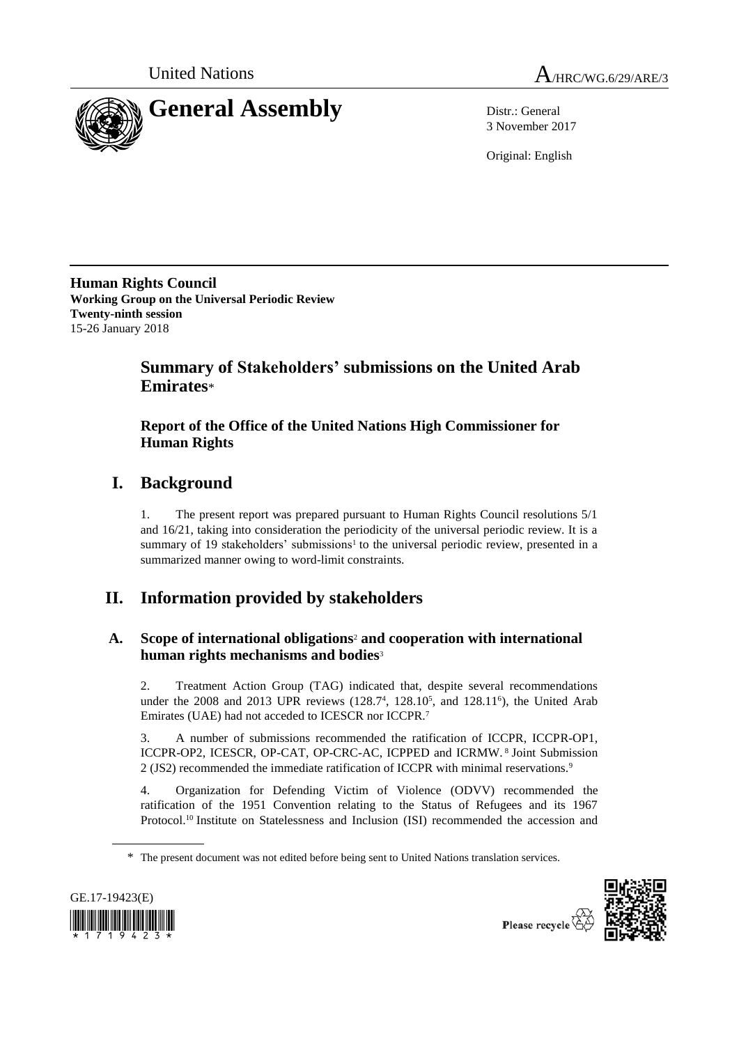United Nations A/HRC/WG.6/29/ARE/3

# General Assembly

Distr.: General
3 November 2017

Original: English

**Human Rights Council**
**Working Group on the Universal Periodic Review**
**Twenty-ninth session**
15-26 January 2018

## Summary of Stakeholders' submissions on the United Arab Emirates*

### Report of the Office of the United Nations High Commissioner for Human Rights

## I. Background

1. The present report was prepared pursuant to Human Rights Council resolutions 5/1 and 16/21, taking into consideration the periodicity of the universal periodic review. It is a summary of 19 stakeholders' submissions[1] to the universal periodic review, presented in a summarized manner owing to word-limit constraints.

## II. Information provided by stakeholders

### A. Scope of international obligations[2] and cooperation with international human rights mechanisms and bodies[3]

2. Treatment Action Group (TAG) indicated that, despite several recommendations under the 2008 and 2013 UPR reviews (128.7[4], 128.10[5], and 128.11[6]), the United Arab Emirates (UAE) had not acceded to ICESCR nor ICCPR.[7]

3. A number of submissions recommended the ratification of ICCPR, ICCPR-OP1, ICCPR-OP2, ICESCR, OP-CAT, OP-CRC-AC, ICPPED and ICRMW.[8] Joint Submission 2 (JS2) recommended the immediate ratification of ICCPR with minimal reservations.[9]

4. Organization for Defending Victim of Violence (ODVV) recommended the ratification of the 1951 Convention relating to the Status of Refugees and its 1967 Protocol.[10] Institute on Statelessness and Inclusion (ISI) recommended the accession and

\* The present document was not edited before being sent to United Nations translation services.

GE.17-19423(E)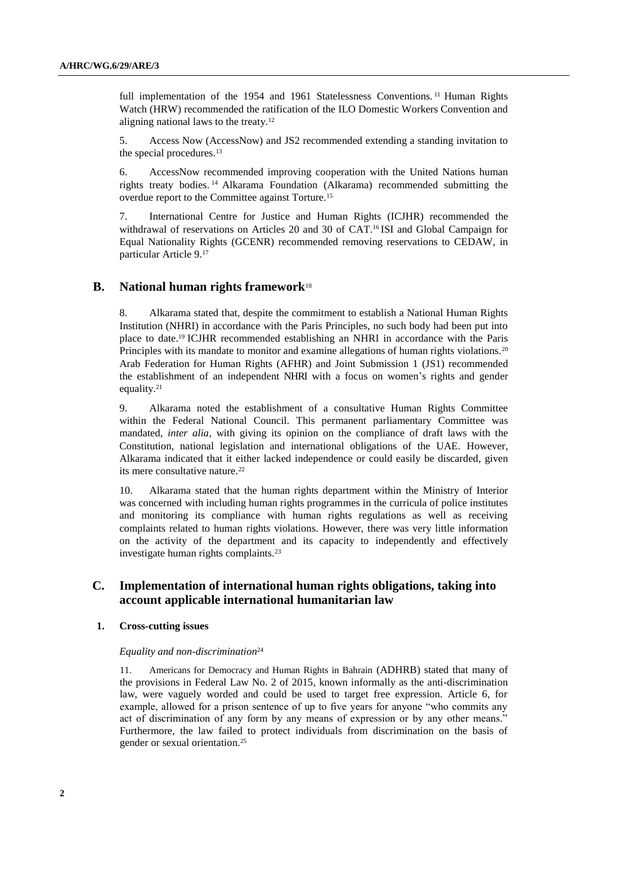full implementation of the 1954 and 1961 Statelessness Conventions.[11] Human Rights Watch (HRW) recommended the ratification of the ILO Domestic Workers Convention and aligning national laws to the treaty.[12]

5. Access Now (AccessNow) and JS2 recommended extending a standing invitation to the special procedures.[13]

6. AccessNow recommended improving cooperation with the United Nations human rights treaty bodies.[14] Alkarama Foundation (Alkarama) recommended submitting the overdue report to the Committee against Torture.[15]

7. International Centre for Justice and Human Rights (ICJHR) recommended the withdrawal of reservations on Articles 20 and 30 of CAT.[16] ISI and Global Campaign for Equal Nationality Rights (GCENR) recommended removing reservations to CEDAW, in particular Article 9.[17]

## B. National human rights framework[18]

8. Alkarama stated that, despite the commitment to establish a National Human Rights Institution (NHRI) in accordance with the Paris Principles, no such body had been put into place to date.[19] ICJHR recommended establishing an NHRI in accordance with the Paris Principles with its mandate to monitor and examine allegations of human rights violations.[20] Arab Federation for Human Rights (AFHR) and Joint Submission 1 (JS1) recommended the establishment of an independent NHRI with a focus on women's rights and gender equality.[21]

9. Alkarama noted the establishment of a consultative Human Rights Committee within the Federal National Council. This permanent parliamentary Committee was mandated, *inter alia*, with giving its opinion on the compliance of draft laws with the Constitution, national legislation and international obligations of the UAE. However, Alkarama indicated that it either lacked independence or could easily be discarded, given its mere consultative nature.[22]

10. Alkarama stated that the human rights department within the Ministry of Interior was concerned with including human rights programmes in the curricula of police institutes and monitoring its compliance with human rights regulations as well as receiving complaints related to human rights violations. However, there was very little information on the activity of the department and its capacity to independently and effectively investigate human rights complaints.[23]

## C. Implementation of international human rights obligations, taking into account applicable international humanitarian law

### 1. Cross-cutting issues

*Equality and non-discrimination*[24]

11. Americans for Democracy and Human Rights in Bahrain (ADHRB) stated that many of the provisions in Federal Law No. 2 of 2015, known informally as the anti-discrimination law, were vaguely worded and could be used to target free expression. Article 6, for example, allowed for a prison sentence of up to five years for anyone "who commits any act of discrimination of any form by any means of expression or by any other means." Furthermore, the law failed to protect individuals from discrimination on the basis of gender or sexual orientation.[25]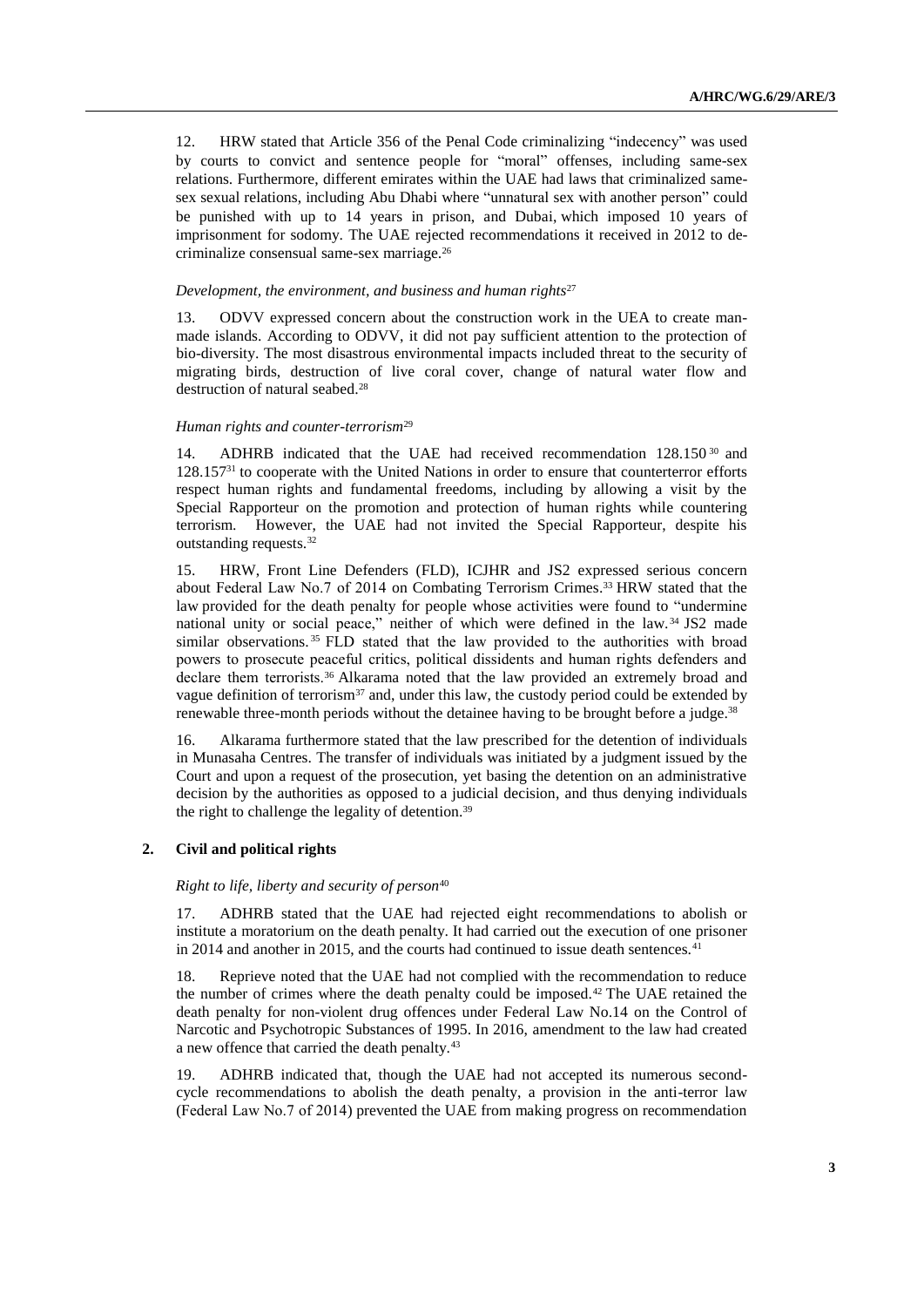12. HRW stated that Article 356 of the Penal Code criminalizing "indecency" was used by courts to convict and sentence people for "moral" offenses, including same-sex relations. Furthermore, different emirates within the UAE had laws that criminalized same-sex sexual relations, including Abu Dhabi where "unnatural sex with another person" could be punished with up to 14 years in prison, and Dubai, which imposed 10 years of imprisonment for sodomy. The UAE rejected recommendations it received in 2012 to de-criminalize consensual same-sex marriage.[26]

*Development, the environment, and business and human rights*[27]

13. ODVV expressed concern about the construction work in the UEA to create man-made islands. According to ODVV, it did not pay sufficient attention to the protection of bio-diversity. The most disastrous environmental impacts included threat to the security of migrating birds, destruction of live coral cover, change of natural water flow and destruction of natural seabed.[28]

*Human rights and counter-terrorism*[29]

14. ADHRB indicated that the UAE had received recommendation 128.150[30] and 128.157[31] to cooperate with the United Nations in order to ensure that counterterror efforts respect human rights and fundamental freedoms, including by allowing a visit by the Special Rapporteur on the promotion and protection of human rights while countering terrorism. However, the UAE had not invited the Special Rapporteur, despite his outstanding requests.[32]

15. HRW, Front Line Defenders (FLD), ICJHR and JS2 expressed serious concern about Federal Law No.7 of 2014 on Combating Terrorism Crimes.[33] HRW stated that the law provided for the death penalty for people whose activities were found to "undermine national unity or social peace," neither of which were defined in the law.[34] JS2 made similar observations.[35] FLD stated that the law provided to the authorities with broad powers to prosecute peaceful critics, political dissidents and human rights defenders and declare them terrorists.[36] Alkarama noted that the law provided an extremely broad and vague definition of terrorism[37] and, under this law, the custody period could be extended by renewable three-month periods without the detainee having to be brought before a judge.[38]

16. Alkarama furthermore stated that the law prescribed for the detention of individuals in Munasaha Centres. The transfer of individuals was initiated by a judgment issued by the Court and upon a request of the prosecution, yet basing the detention on an administrative decision by the authorities as opposed to a judicial decision, and thus denying individuals the right to challenge the legality of detention.[39]

## 2. Civil and political rights

*Right to life, liberty and security of person*[40]

17. ADHRB stated that the UAE had rejected eight recommendations to abolish or institute a moratorium on the death penalty. It had carried out the execution of one prisoner in 2014 and another in 2015, and the courts had continued to issue death sentences.[41]

18. Reprieve noted that the UAE had not complied with the recommendation to reduce the number of crimes where the death penalty could be imposed.[42] The UAE retained the death penalty for non-violent drug offences under Federal Law No.14 on the Control of Narcotic and Psychotropic Substances of 1995. In 2016, amendment to the law had created a new offence that carried the death penalty.[43]

19. ADHRB indicated that, though the UAE had not accepted its numerous second-cycle recommendations to abolish the death penalty, a provision in the anti-terror law (Federal Law No.7 of 2014) prevented the UAE from making progress on recommendation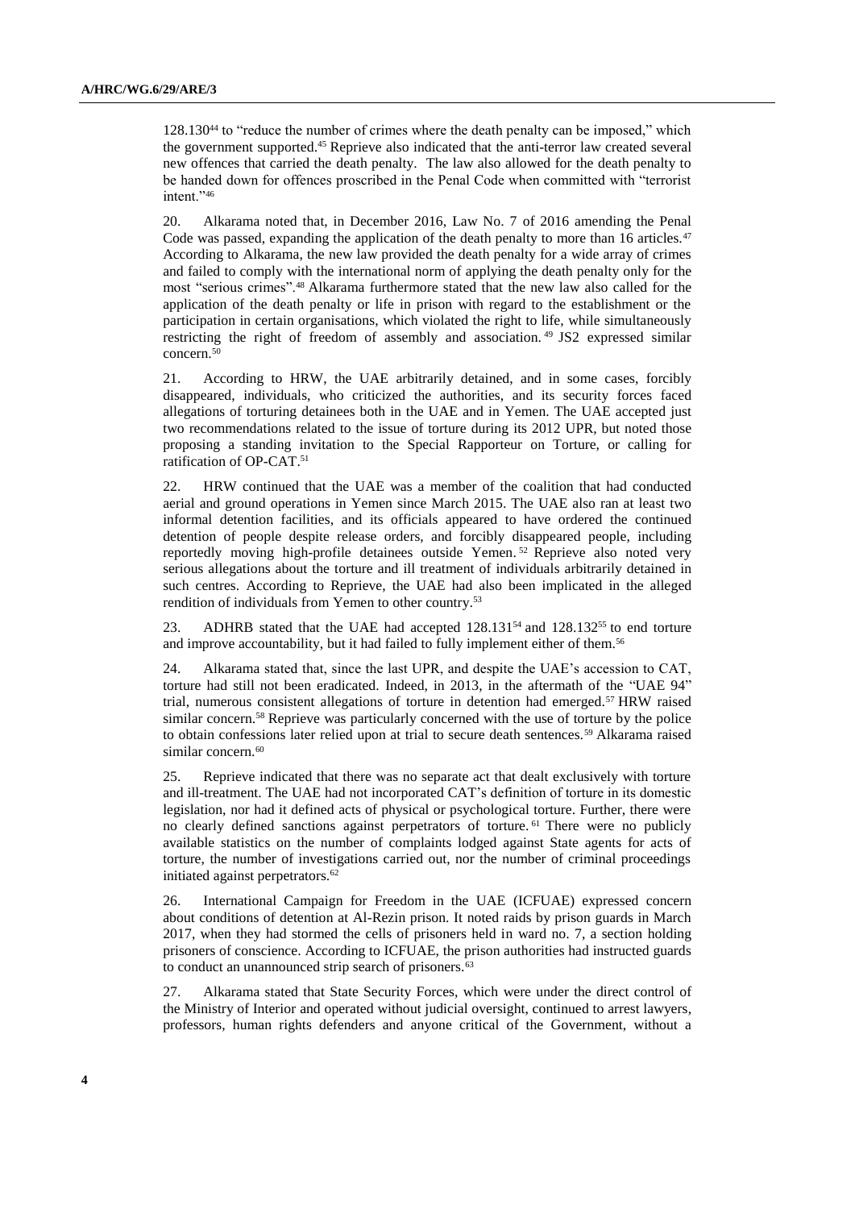128.130[44] to "reduce the number of crimes where the death penalty can be imposed," which the government supported.[45] Reprieve also indicated that the anti-terror law created several new offences that carried the death penalty. The law also allowed for the death penalty to be handed down for offences proscribed in the Penal Code when committed with "terrorist intent."[46]

20. Alkarama noted that, in December 2016, Law No. 7 of 2016 amending the Penal Code was passed, expanding the application of the death penalty to more than 16 articles.[47] According to Alkarama, the new law provided the death penalty for a wide array of crimes and failed to comply with the international norm of applying the death penalty only for the most "serious crimes".[48] Alkarama furthermore stated that the new law also called for the application of the death penalty or life in prison with regard to the establishment or the participation in certain organisations, which violated the right to life, while simultaneously restricting the right of freedom of assembly and association.[49] JS2 expressed similar concern.[50]

21. According to HRW, the UAE arbitrarily detained, and in some cases, forcibly disappeared, individuals, who criticized the authorities, and its security forces faced allegations of torturing detainees both in the UAE and in Yemen. The UAE accepted just two recommendations related to the issue of torture during its 2012 UPR, but noted those proposing a standing invitation to the Special Rapporteur on Torture, or calling for ratification of OP-CAT.[51]

22. HRW continued that the UAE was a member of the coalition that had conducted aerial and ground operations in Yemen since March 2015. The UAE also ran at least two informal detention facilities, and its officials appeared to have ordered the continued detention of people despite release orders, and forcibly disappeared people, including reportedly moving high-profile detainees outside Yemen.[52] Reprieve also noted very serious allegations about the torture and ill treatment of individuals arbitrarily detained in such centres. According to Reprieve, the UAE had also been implicated in the alleged rendition of individuals from Yemen to other country.[53]

23. ADHRB stated that the UAE had accepted 128.131[54] and 128.132[55] to end torture and improve accountability, but it had failed to fully implement either of them.[56]

24. Alkarama stated that, since the last UPR, and despite the UAE's accession to CAT, torture had still not been eradicated. Indeed, in 2013, in the aftermath of the "UAE 94" trial, numerous consistent allegations of torture in detention had emerged.[57] HRW raised similar concern.[58] Reprieve was particularly concerned with the use of torture by the police to obtain confessions later relied upon at trial to secure death sentences.[59] Alkarama raised similar concern.[60]

25. Reprieve indicated that there was no separate act that dealt exclusively with torture and ill-treatment. The UAE had not incorporated CAT's definition of torture in its domestic legislation, nor had it defined acts of physical or psychological torture. Further, there were no clearly defined sanctions against perpetrators of torture.[61] There were no publicly available statistics on the number of complaints lodged against State agents for acts of torture, the number of investigations carried out, nor the number of criminal proceedings initiated against perpetrators.[62]

26. International Campaign for Freedom in the UAE (ICFUAE) expressed concern about conditions of detention at Al-Rezin prison. It noted raids by prison guards in March 2017, when they had stormed the cells of prisoners held in ward no. 7, a section holding prisoners of conscience. According to ICFUAE, the prison authorities had instructed guards to conduct an unannounced strip search of prisoners.[63]

27. Alkarama stated that State Security Forces, which were under the direct control of the Ministry of Interior and operated without judicial oversight, continued to arrest lawyers, professors, human rights defenders and anyone critical of the Government, without a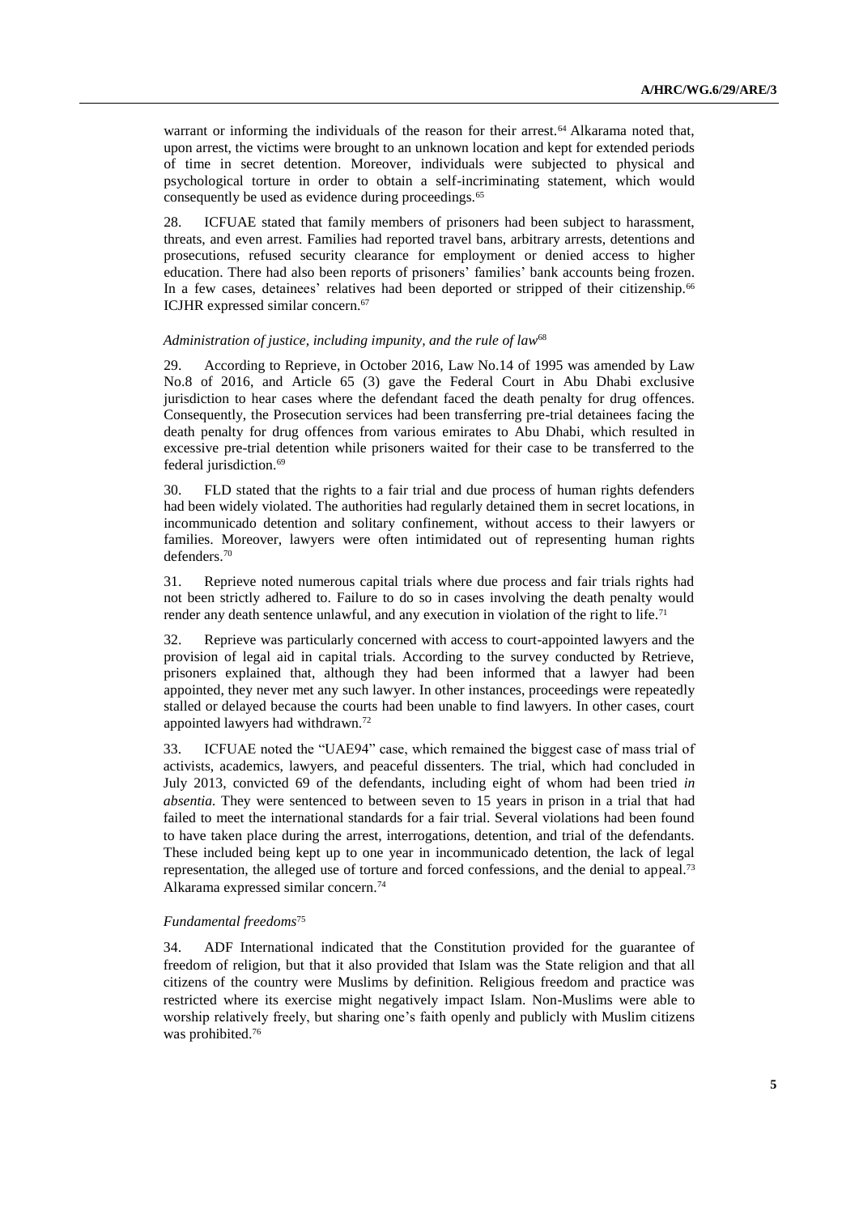warrant or informing the individuals of the reason for their arrest.[64] Alkarama noted that, upon arrest, the victims were brought to an unknown location and kept for extended periods of time in secret detention. Moreover, individuals were subjected to physical and psychological torture in order to obtain a self-incriminating statement, which would consequently be used as evidence during proceedings.[65]

28. ICFUAE stated that family members of prisoners had been subject to harassment, threats, and even arrest. Families had reported travel bans, arbitrary arrests, detentions and prosecutions, refused security clearance for employment or denied access to higher education. There had also been reports of prisoners' families' bank accounts being frozen. In a few cases, detainees' relatives had been deported or stripped of their citizenship.[66] ICJHR expressed similar concern.[67]

*Administration of justice, including impunity, and the rule of law*[68]

29. According to Reprieve, in October 2016, Law No.14 of 1995 was amended by Law No.8 of 2016, and Article 65 (3) gave the Federal Court in Abu Dhabi exclusive jurisdiction to hear cases where the defendant faced the death penalty for drug offences. Consequently, the Prosecution services had been transferring pre-trial detainees facing the death penalty for drug offences from various emirates to Abu Dhabi, which resulted in excessive pre-trial detention while prisoners waited for their case to be transferred to the federal jurisdiction.[69]

30. FLD stated that the rights to a fair trial and due process of human rights defenders had been widely violated. The authorities had regularly detained them in secret locations, in incommunicado detention and solitary confinement, without access to their lawyers or families. Moreover, lawyers were often intimidated out of representing human rights defenders.[70]

31. Reprieve noted numerous capital trials where due process and fair trials rights had not been strictly adhered to. Failure to do so in cases involving the death penalty would render any death sentence unlawful, and any execution in violation of the right to life.[71]

32. Reprieve was particularly concerned with access to court-appointed lawyers and the provision of legal aid in capital trials. According to the survey conducted by Retrieve, prisoners explained that, although they had been informed that a lawyer had been appointed, they never met any such lawyer. In other instances, proceedings were repeatedly stalled or delayed because the courts had been unable to find lawyers. In other cases, court appointed lawyers had withdrawn.[72]

33. ICFUAE noted the "UAE94" case, which remained the biggest case of mass trial of activists, academics, lawyers, and peaceful dissenters. The trial, which had concluded in July 2013, convicted 69 of the defendants, including eight of whom had been tried *in absentia.* They were sentenced to between seven to 15 years in prison in a trial that had failed to meet the international standards for a fair trial. Several violations had been found to have taken place during the arrest, interrogations, detention, and trial of the defendants. These included being kept up to one year in incommunicado detention, the lack of legal representation, the alleged use of torture and forced confessions, and the denial to appeal.[73] Alkarama expressed similar concern.[74]

*Fundamental freedoms*[75]

34. ADF International indicated that the Constitution provided for the guarantee of freedom of religion, but that it also provided that Islam was the State religion and that all citizens of the country were Muslims by definition. Religious freedom and practice was restricted where its exercise might negatively impact Islam. Non-Muslims were able to worship relatively freely, but sharing one's faith openly and publicly with Muslim citizens was prohibited.[76]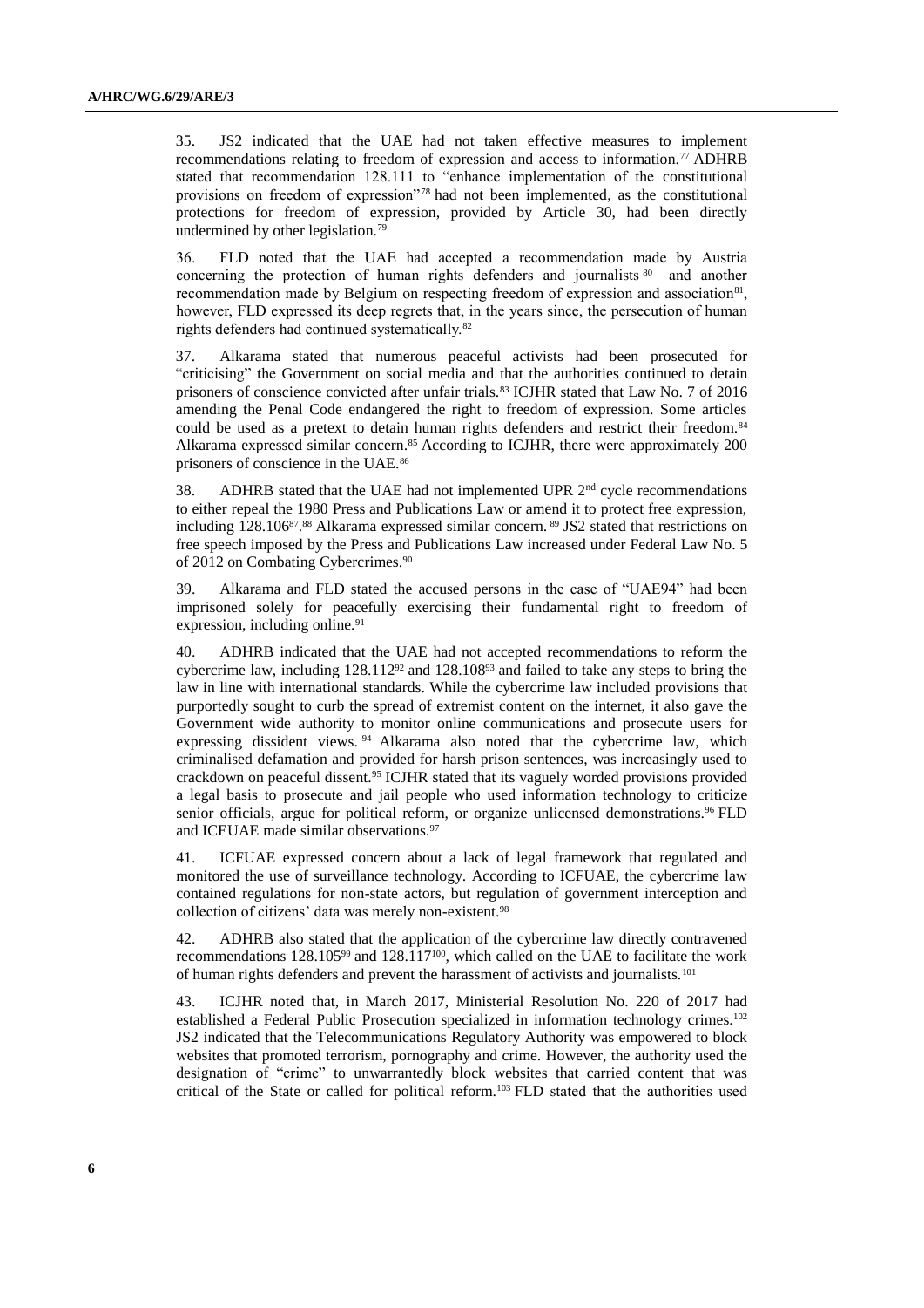35. JS2 indicated that the UAE had not taken effective measures to implement recommendations relating to freedom of expression and access to information.[77] ADHRB stated that recommendation 128.111 to "enhance implementation of the constitutional provisions on freedom of expression"[78] had not been implemented, as the constitutional protections for freedom of expression, provided by Article 30, had been directly undermined by other legislation.[79]

36. FLD noted that the UAE had accepted a recommendation made by Austria concerning the protection of human rights defenders and journalists[80] and another recommendation made by Belgium on respecting freedom of expression and association[81], however, FLD expressed its deep regrets that, in the years since, the persecution of human rights defenders had continued systematically.[82]

37. Alkarama stated that numerous peaceful activists had been prosecuted for "criticising" the Government on social media and that the authorities continued to detain prisoners of conscience convicted after unfair trials.[83] ICJHR stated that Law No. 7 of 2016 amending the Penal Code endangered the right to freedom of expression. Some articles could be used as a pretext to detain human rights defenders and restrict their freedom.[84] Alkarama expressed similar concern.[85] According to ICJHR, there were approximately 200 prisoners of conscience in the UAE.[86]

38. ADHRB stated that the UAE had not implemented UPR 2nd cycle recommendations to either repeal the 1980 Press and Publications Law or amend it to protect free expression, including 128.106[87].[88] Alkarama expressed similar concern.[89] JS2 stated that restrictions on free speech imposed by the Press and Publications Law increased under Federal Law No. 5 of 2012 on Combating Cybercrimes.[90]

39. Alkarama and FLD stated the accused persons in the case of "UAE94" had been imprisoned solely for peacefully exercising their fundamental right to freedom of expression, including online.[91]

40. ADHRB indicated that the UAE had not accepted recommendations to reform the cybercrime law, including 128.112[92] and 128.108[93] and failed to take any steps to bring the law in line with international standards. While the cybercrime law included provisions that purportedly sought to curb the spread of extremist content on the internet, it also gave the Government wide authority to monitor online communications and prosecute users for expressing dissident views.[94] Alkarama also noted that the cybercrime law, which criminalised defamation and provided for harsh prison sentences, was increasingly used to crackdown on peaceful dissent.[95] ICJHR stated that its vaguely worded provisions provided a legal basis to prosecute and jail people who used information technology to criticize senior officials, argue for political reform, or organize unlicensed demonstrations.[96] FLD and ICEUAE made similar observations.[97]

41. ICFUAE expressed concern about a lack of legal framework that regulated and monitored the use of surveillance technology. According to ICFUAE, the cybercrime law contained regulations for non-state actors, but regulation of government interception and collection of citizens' data was merely non-existent.[98]

42. ADHRB also stated that the application of the cybercrime law directly contravened recommendations 128.105[99] and 128.117[100], which called on the UAE to facilitate the work of human rights defenders and prevent the harassment of activists and journalists.[101]

43. ICJHR noted that, in March 2017, Ministerial Resolution No. 220 of 2017 had established a Federal Public Prosecution specialized in information technology crimes.[102] JS2 indicated that the Telecommunications Regulatory Authority was empowered to block websites that promoted terrorism, pornography and crime. However, the authority used the designation of "crime" to unwarrantedly block websites that carried content that was critical of the State or called for political reform.[103] FLD stated that the authorities used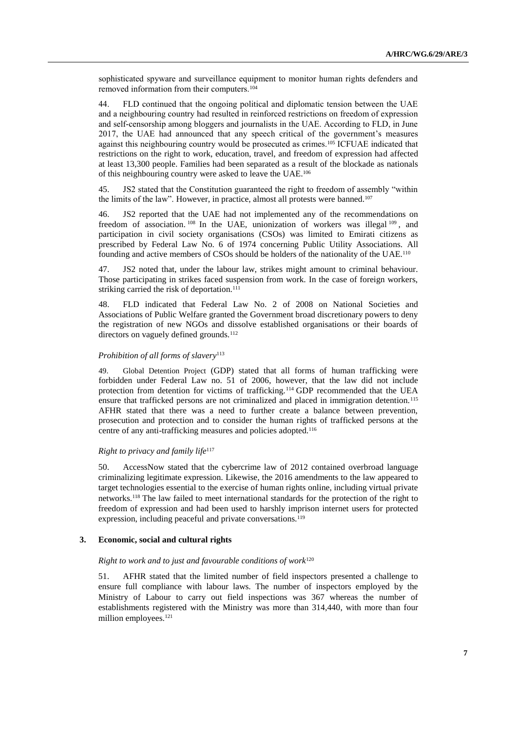sophisticated spyware and surveillance equipment to monitor human rights defenders and removed information from their computers.[104]

44. FLD continued that the ongoing political and diplomatic tension between the UAE and a neighbouring country had resulted in reinforced restrictions on freedom of expression and self-censorship among bloggers and journalists in the UAE. According to FLD, in June 2017, the UAE had announced that any speech critical of the government's measures against this neighbouring country would be prosecuted as crimes.[105] ICFUAE indicated that restrictions on the right to work, education, travel, and freedom of expression had affected at least 13,300 people. Families had been separated as a result of the blockade as nationals of this neighbouring country were asked to leave the UAE.[106]

45. JS2 stated that the Constitution guaranteed the right to freedom of assembly "within the limits of the law". However, in practice, almost all protests were banned.[107]

46. JS2 reported that the UAE had not implemented any of the recommendations on freedom of association.[108] In the UAE, unionization of workers was illegal[109], and participation in civil society organisations (CSOs) was limited to Emirati citizens as prescribed by Federal Law No. 6 of 1974 concerning Public Utility Associations. All founding and active members of CSOs should be holders of the nationality of the UAE.[110]

47. JS2 noted that, under the labour law, strikes might amount to criminal behaviour. Those participating in strikes faced suspension from work. In the case of foreign workers, striking carried the risk of deportation.[111]

48. FLD indicated that Federal Law No. 2 of 2008 on National Societies and Associations of Public Welfare granted the Government broad discretionary powers to deny the registration of new NGOs and dissolve established organisations or their boards of directors on vaguely defined grounds.[112]

*Prohibition of all forms of slavery*[113]

49. Global Detention Project (GDP) stated that all forms of human trafficking were forbidden under Federal Law no. 51 of 2006, however, that the law did not include protection from detention for victims of trafficking.[114] GDP recommended that the UEA ensure that trafficked persons are not criminalized and placed in immigration detention.[115] AFHR stated that there was a need to further create a balance between prevention, prosecution and protection and to consider the human rights of trafficked persons at the centre of any anti-trafficking measures and policies adopted.[116]

*Right to privacy and family life*[117]

50. AccessNow stated that the cybercrime law of 2012 contained overbroad language criminalizing legitimate expression. Likewise, the 2016 amendments to the law appeared to target technologies essential to the exercise of human rights online, including virtual private networks.[118] The law failed to meet international standards for the protection of the right to freedom of expression and had been used to harshly imprison internet users for protected expression, including peaceful and private conversations.[119]

### 3. Economic, social and cultural rights

*Right to work and to just and favourable conditions of work*[120]

51. AFHR stated that the limited number of field inspectors presented a challenge to ensure full compliance with labour laws. The number of inspectors employed by the Ministry of Labour to carry out field inspections was 367 whereas the number of establishments registered with the Ministry was more than 314,440, with more than four million employees.[121]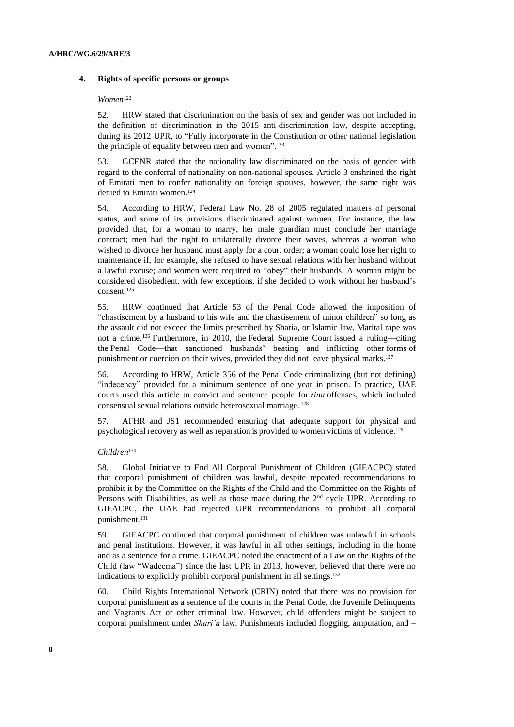### 4. Rights of specific persons or groups

*Women*[122]

52. HRW stated that discrimination on the basis of sex and gender was not included in the definition of discrimination in the 2015 anti-discrimination law, despite accepting, during its 2012 UPR, to "Fully incorporate in the Constitution or other national legislation the principle of equality between men and women".[123]

53. GCENR stated that the nationality law discriminated on the basis of gender with regard to the conferral of nationality on non-national spouses. Article 3 enshrined the right of Emirati men to confer nationality on foreign spouses, however, the same right was denied to Emirati women.[124]

54. According to HRW, Federal Law No. 28 of 2005 regulated matters of personal status, and some of its provisions discriminated against women. For instance, the law provided that, for a woman to marry, her male guardian must conclude her marriage contract; men had the right to unilaterally divorce their wives, whereas a woman who wished to divorce her husband must apply for a court order; a woman could lose her right to maintenance if, for example, she refused to have sexual relations with her husband without a lawful excuse; and women were required to "obey" their husbands. A woman might be considered disobedient, with few exceptions, if she decided to work without her husband's consent.[125]

55. HRW continued that Article 53 of the Penal Code allowed the imposition of "chastisement by a husband to his wife and the chastisement of minor children" so long as the assault did not exceed the limits prescribed by Sharia, or Islamic law. Marital rape was not a crime.[126] Furthermore, in 2010, the Federal Supreme Court issued a ruling—citing the Penal Code—that sanctioned husbands' beating and inflicting other forms of punishment or coercion on their wives, provided they did not leave physical marks.[127]

56. According to HRW, Article 356 of the Penal Code criminalizing (but not defining) "indecency" provided for a minimum sentence of one year in prison. In practice, UAE courts used this article to convict and sentence people for *zina* offenses, which included consensual sexual relations outside heterosexual marriage.[128]

57. AFHR and JS1 recommended ensuring that adequate support for physical and psychological recovery as well as reparation is provided to women victims of violence.[129]

*Children*[130]

58. Global Initiative to End All Corporal Punishment of Children (GIEACPC) stated that corporal punishment of children was lawful, despite repeated recommendations to prohibit it by the Committee on the Rights of the Child and the Committee on the Rights of Persons with Disabilities, as well as those made during the 2nd cycle UPR. According to GIEACPC, the UAE had rejected UPR recommendations to prohibit all corporal punishment.[131]

59. GIEACPC continued that corporal punishment of children was unlawful in schools and penal institutions. However, it was lawful in all other settings, including in the home and as a sentence for a crime. GIEACPC noted the enactment of a Law on the Rights of the Child (law "Wadeema") since the last UPR in 2013, however, believed that there were no indications to explicitly prohibit corporal punishment in all settings.[132]

60. Child Rights International Network (CRIN) noted that there was no provision for corporal punishment as a sentence of the courts in the Penal Code, the Juvenile Delinquents and Vagrants Act or other criminal law. However, child offenders might be subject to corporal punishment under *Shari'a* law. Punishments included flogging, amputation, and –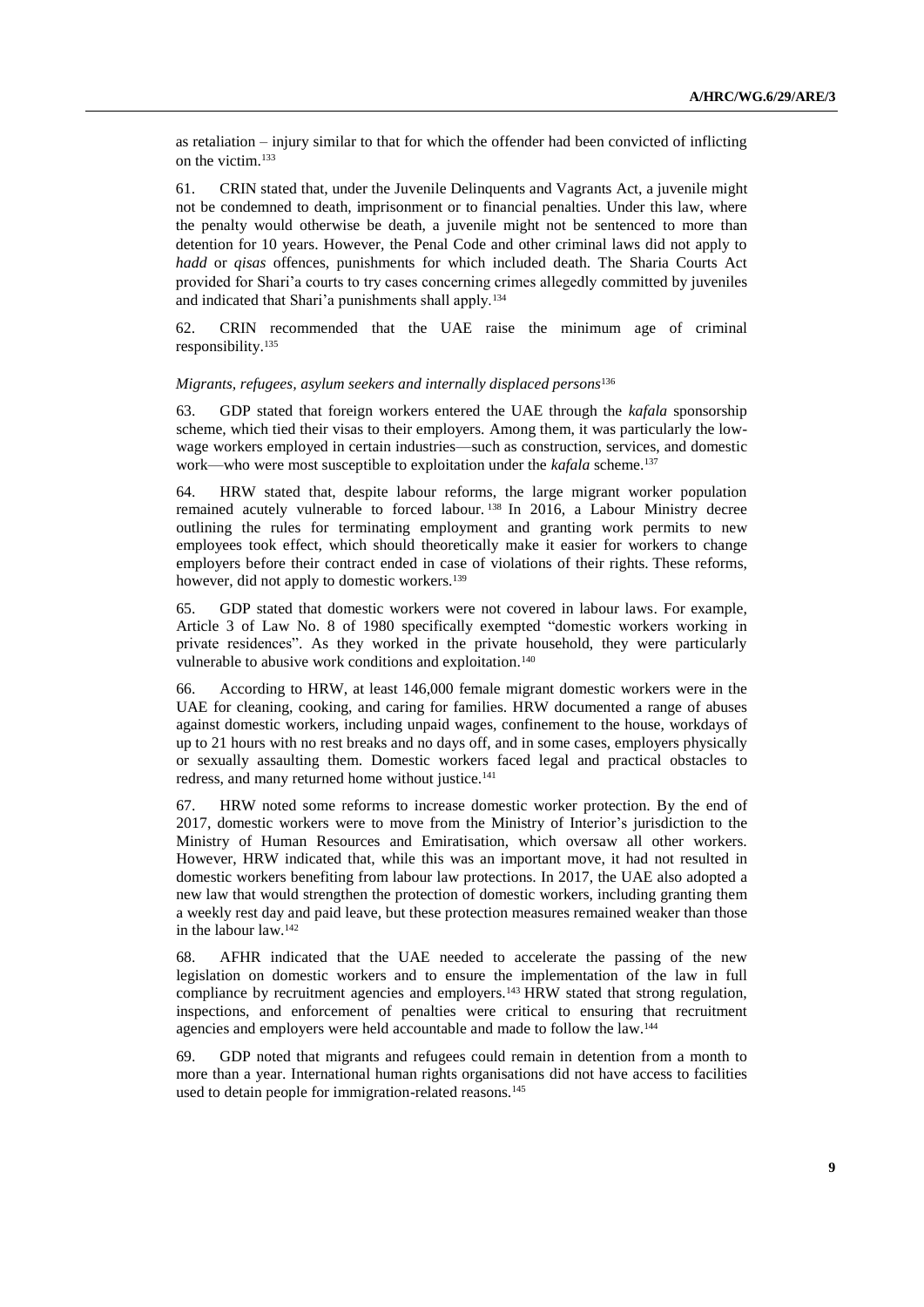as retaliation – injury similar to that for which the offender had been convicted of inflicting on the victim.[133]

61. CRIN stated that, under the Juvenile Delinquents and Vagrants Act, a juvenile might not be condemned to death, imprisonment or to financial penalties. Under this law, where the penalty would otherwise be death, a juvenile might not be sentenced to more than detention for 10 years. However, the Penal Code and other criminal laws did not apply to *hadd* or *qisas* offences, punishments for which included death. The Sharia Courts Act provided for Shari'a courts to try cases concerning crimes allegedly committed by juveniles and indicated that Shari'a punishments shall apply.[134]

62. CRIN recommended that the UAE raise the minimum age of criminal responsibility.[135]

*Migrants, refugees, asylum seekers and internally displaced persons*[136]

63. GDP stated that foreign workers entered the UAE through the *kafala* sponsorship scheme, which tied their visas to their employers. Among them, it was particularly the low-wage workers employed in certain industries—such as construction, services, and domestic work—who were most susceptible to exploitation under the *kafala* scheme.[137]

64. HRW stated that, despite labour reforms, the large migrant worker population remained acutely vulnerable to forced labour.[138] In 2016, a Labour Ministry decree outlining the rules for terminating employment and granting work permits to new employees took effect, which should theoretically make it easier for workers to change employers before their contract ended in case of violations of their rights. These reforms, however, did not apply to domestic workers.[139]

65. GDP stated that domestic workers were not covered in labour laws. For example, Article 3 of Law No. 8 of 1980 specifically exempted "domestic workers working in private residences". As they worked in the private household, they were particularly vulnerable to abusive work conditions and exploitation.[140]

66. According to HRW, at least 146,000 female migrant domestic workers were in the UAE for cleaning, cooking, and caring for families. HRW documented a range of abuses against domestic workers, including unpaid wages, confinement to the house, workdays of up to 21 hours with no rest breaks and no days off, and in some cases, employers physically or sexually assaulting them. Domestic workers faced legal and practical obstacles to redress, and many returned home without justice.[141]

67. HRW noted some reforms to increase domestic worker protection. By the end of 2017, domestic workers were to move from the Ministry of Interior's jurisdiction to the Ministry of Human Resources and Emiratisation, which oversaw all other workers. However, HRW indicated that, while this was an important move, it had not resulted in domestic workers benefiting from labour law protections. In 2017, the UAE also adopted a new law that would strengthen the protection of domestic workers, including granting them a weekly rest day and paid leave, but these protection measures remained weaker than those in the labour law.[142]

68. AFHR indicated that the UAE needed to accelerate the passing of the new legislation on domestic workers and to ensure the implementation of the law in full compliance by recruitment agencies and employers.[143] HRW stated that strong regulation, inspections, and enforcement of penalties were critical to ensuring that recruitment agencies and employers were held accountable and made to follow the law.[144]

69. GDP noted that migrants and refugees could remain in detention from a month to more than a year. International human rights organisations did not have access to facilities used to detain people for immigration-related reasons.[145]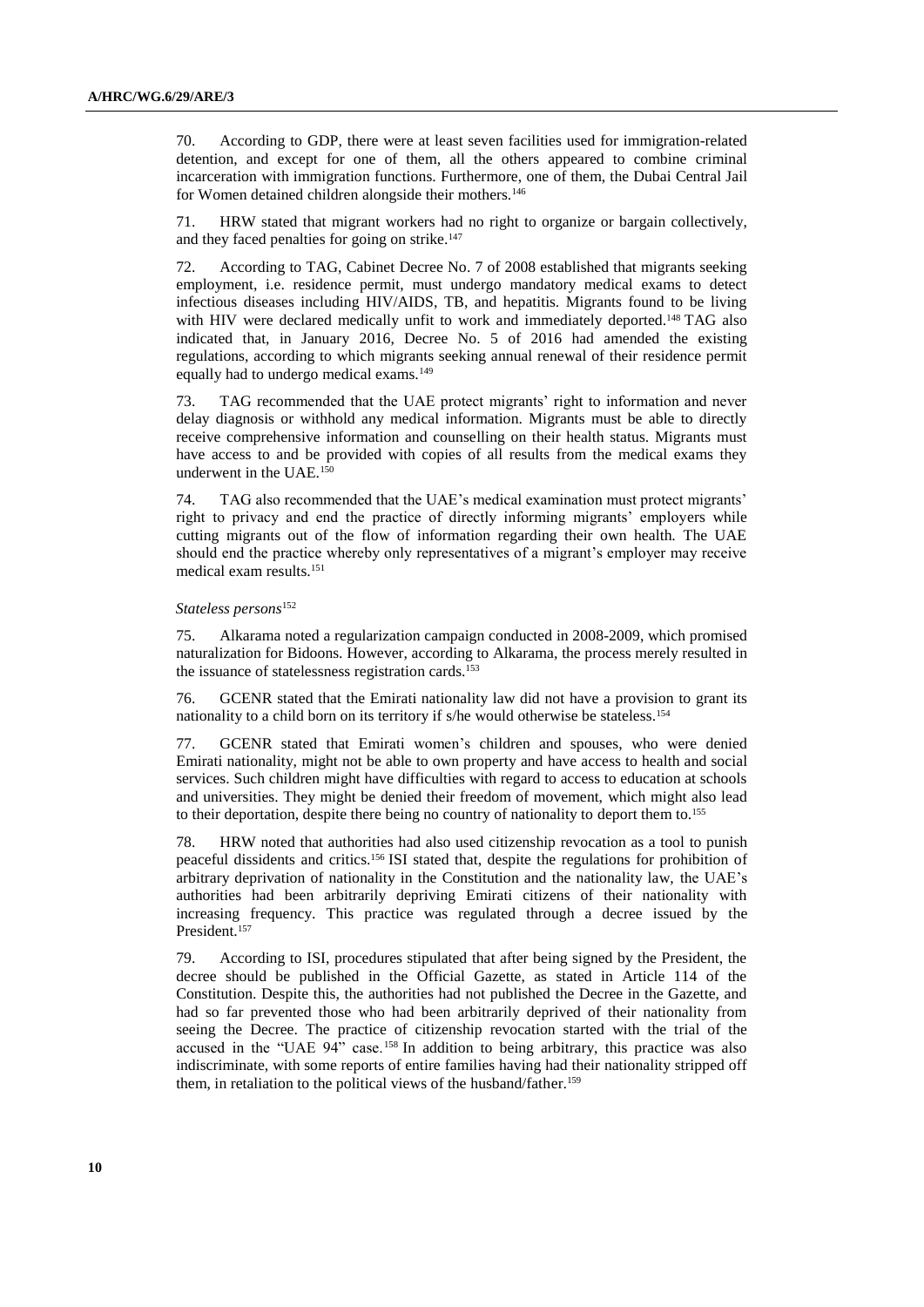70. According to GDP, there were at least seven facilities used for immigration-related detention, and except for one of them, all the others appeared to combine criminal incarceration with immigration functions. Furthermore, one of them, the Dubai Central Jail for Women detained children alongside their mothers.[146]

71. HRW stated that migrant workers had no right to organize or bargain collectively, and they faced penalties for going on strike.[147]

72. According to TAG, Cabinet Decree No. 7 of 2008 established that migrants seeking employment, i.e. residence permit, must undergo mandatory medical exams to detect infectious diseases including HIV/AIDS, TB, and hepatitis. Migrants found to be living with HIV were declared medically unfit to work and immediately deported.[148] TAG also indicated that, in January 2016, Decree No. 5 of 2016 had amended the existing regulations, according to which migrants seeking annual renewal of their residence permit equally had to undergo medical exams.[149]

73. TAG recommended that the UAE protect migrants' right to information and never delay diagnosis or withhold any medical information. Migrants must be able to directly receive comprehensive information and counselling on their health status. Migrants must have access to and be provided with copies of all results from the medical exams they underwent in the UAE.[150]

74. TAG also recommended that the UAE's medical examination must protect migrants' right to privacy and end the practice of directly informing migrants' employers while cutting migrants out of the flow of information regarding their own health. The UAE should end the practice whereby only representatives of a migrant's employer may receive medical exam results.[151]

*Stateless persons*[152]

75. Alkarama noted a regularization campaign conducted in 2008-2009, which promised naturalization for Bidoons. However, according to Alkarama, the process merely resulted in the issuance of statelessness registration cards.[153]

76. GCENR stated that the Emirati nationality law did not have a provision to grant its nationality to a child born on its territory if s/he would otherwise be stateless.[154]

77. GCENR stated that Emirati women's children and spouses, who were denied Emirati nationality, might not be able to own property and have access to health and social services. Such children might have difficulties with regard to access to education at schools and universities. They might be denied their freedom of movement, which might also lead to their deportation, despite there being no country of nationality to deport them to.[155]

78. HRW noted that authorities had also used citizenship revocation as a tool to punish peaceful dissidents and critics.[156] ISI stated that, despite the regulations for prohibition of arbitrary deprivation of nationality in the Constitution and the nationality law, the UAE's authorities had been arbitrarily depriving Emirati citizens of their nationality with increasing frequency. This practice was regulated through a decree issued by the President.[157]

79. According to ISI, procedures stipulated that after being signed by the President, the decree should be published in the Official Gazette, as stated in Article 114 of the Constitution. Despite this, the authorities had not published the Decree in the Gazette, and had so far prevented those who had been arbitrarily deprived of their nationality from seeing the Decree. The practice of citizenship revocation started with the trial of the accused in the "UAE 94" case.[158] In addition to being arbitrary, this practice was also indiscriminate, with some reports of entire families having had their nationality stripped off them, in retaliation to the political views of the husband/father.[159]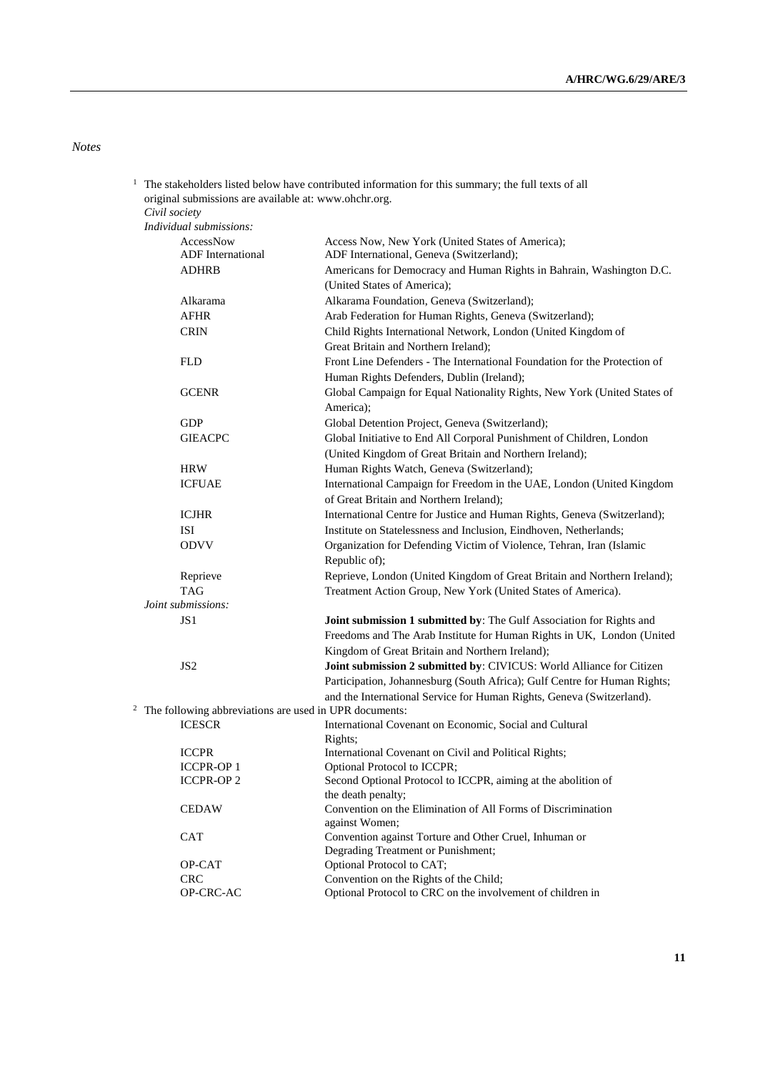*Notes*

[1] The stakeholders listed below have contributed information for this summary; the full texts of all original submissions are available at: www.ohchr.org.

*Civil society*

*Individual submissions:*

| | |
|---|---|
| AccessNow | Access Now, New York (United States of America); |
| ADF International | ADF International, Geneva (Switzerland); |
| ADHRB | Americans for Democracy and Human Rights in Bahrain, Washington D.C. (United States of America); |
| Alkarama | Alkarama Foundation, Geneva (Switzerland); |
| AFHR | Arab Federation for Human Rights, Geneva (Switzerland); |
| CRIN | Child Rights International Network, London (United Kingdom of Great Britain and Northern Ireland); |
| FLD | Front Line Defenders - The International Foundation for the Protection of Human Rights Defenders, Dublin (Ireland); |
| GCENR | Global Campaign for Equal Nationality Rights, New York (United States of America); |
| GDP | Global Detention Project, Geneva (Switzerland); |
| GIEACPC | Global Initiative to End All Corporal Punishment of Children, London (United Kingdom of Great Britain and Northern Ireland); |
| HRW | Human Rights Watch, Geneva (Switzerland); |
| ICFUAE | International Campaign for Freedom in the UAE, London (United Kingdom of Great Britain and Northern Ireland); |
| ICJHR | International Centre for Justice and Human Rights, Geneva (Switzerland); |
| ISI | Institute on Statelessness and Inclusion, Eindhoven, Netherlands; |
| ODVV | Organization for Defending Victim of Violence, Tehran, Iran (Islamic Republic of); |
| Reprieve | Reprieve, London (United Kingdom of Great Britain and Northern Ireland); |
| TAG | Treatment Action Group, New York (United States of America). |

*Joint submissions:*

| | |
|---|---|
| JS1 | **Joint submission 1 submitted by**: The Gulf Association for Rights and Freedoms and The Arab Institute for Human Rights in UK, London (United Kingdom of Great Britain and Northern Ireland); |
| JS2 | **Joint submission 2 submitted by**: CIVICUS: World Alliance for Citizen Participation, Johannesburg (South Africa); Gulf Centre for Human Rights; and the International Service for Human Rights, Geneva (Switzerland). |

[2] The following abbreviations are used in UPR documents:

| | |
|---|---|
| ICESCR | International Covenant on Economic, Social and Cultural Rights; |
| ICCPR | International Covenant on Civil and Political Rights; |
| ICCPR-OP 1 | Optional Protocol to ICCPR; |
| ICCPR-OP 2 | Second Optional Protocol to ICCPR, aiming at the abolition of the death penalty; |
| CEDAW | Convention on the Elimination of All Forms of Discrimination against Women; |
| CAT | Convention against Torture and Other Cruel, Inhuman or Degrading Treatment or Punishment; |
| OP-CAT | Optional Protocol to CAT; |
| CRC | Convention on the Rights of the Child; |
| OP-CRC-AC | Optional Protocol to CRC on the involvement of children in |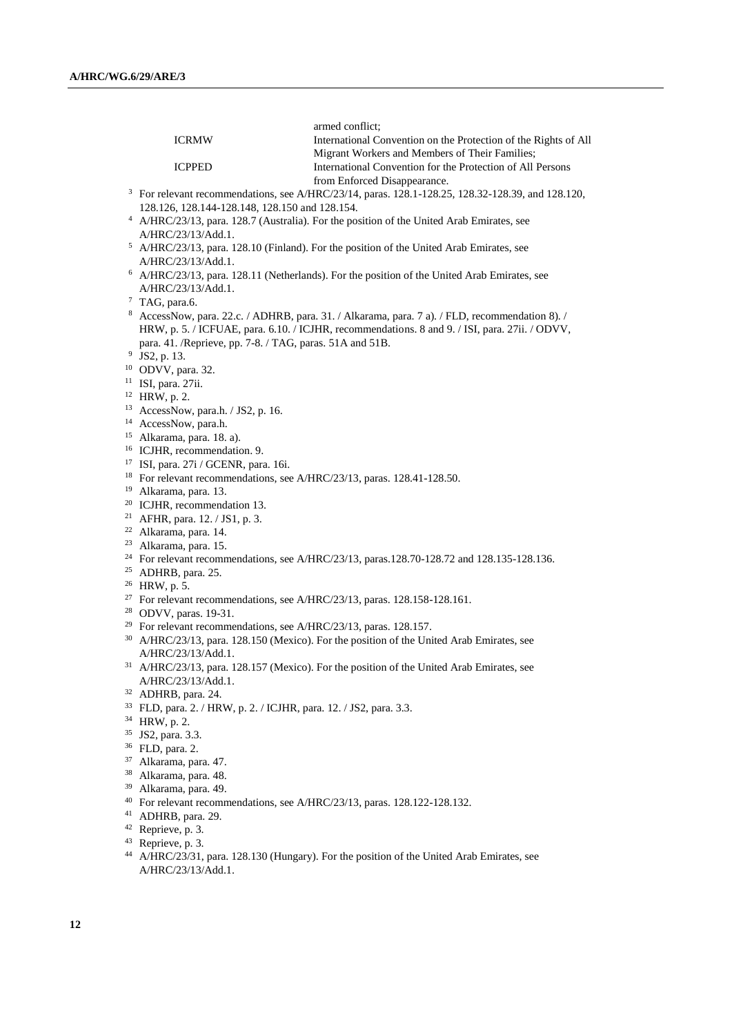| | |
|---|---|
| | armed conflict; |
| ICRMW | International Convention on the Protection of the Rights of All Migrant Workers and Members of Their Families; |
| ICPPED | International Convention for the Protection of All Persons from Enforced Disappearance. |

[3] For relevant recommendations, see A/HRC/23/14, paras. 128.1-128.25, 128.32-128.39, and 128.120, 128.126, 128.144-128.148, 128.150 and 128.154.

[4] A/HRC/23/13, para. 128.7 (Australia). For the position of the United Arab Emirates, see A/HRC/23/13/Add.1.

[5] A/HRC/23/13, para. 128.10 (Finland). For the position of the United Arab Emirates, see A/HRC/23/13/Add.1.

[6] A/HRC/23/13, para. 128.11 (Netherlands). For the position of the United Arab Emirates, see A/HRC/23/13/Add.1.

[7] TAG, para.6.

[8] AccessNow, para. 22.c. / ADHRB, para. 31. / Alkarama, para. 7 a). / FLD, recommendation 8). / HRW, p. 5. / ICFUAE, para. 6.10. / ICJHR, recommendations. 8 and 9. / ISI, para. 27ii. / ODVV, para. 41. /Reprieve, pp. 7-8. / TAG, paras. 51A and 51B.

[9] JS2, p. 13.

[10] ODVV, para. 32.

[11] ISI, para. 27ii.

[12] HRW, p. 2.

[13] AccessNow, para.h. / JS2, p. 16.

[14] AccessNow, para.h.

[15] Alkarama, para. 18. a).

[16] ICJHR, recommendation. 9.

[17] ISI, para. 27i / GCENR, para. 16i.

[18] For relevant recommendations, see A/HRC/23/13, paras. 128.41-128.50.

[19] Alkarama, para. 13.

[20] ICJHR, recommendation 13.

[21] AFHR, para. 12. / JS1, p. 3.

[22] Alkarama, para. 14.

[23] Alkarama, para. 15.

[24] For relevant recommendations, see A/HRC/23/13, paras.128.70-128.72 and 128.135-128.136.

[25] ADHRB, para. 25.

[26] HRW, p. 5.

[27] For relevant recommendations, see A/HRC/23/13, paras. 128.158-128.161.

[28] ODVV, paras. 19-31.

[29] For relevant recommendations, see A/HRC/23/13, paras. 128.157.

[30] A/HRC/23/13, para. 128.150 (Mexico). For the position of the United Arab Emirates, see A/HRC/23/13/Add.1.

[31] A/HRC/23/13, para. 128.157 (Mexico). For the position of the United Arab Emirates, see A/HRC/23/13/Add.1.

[32] ADHRB, para. 24.

[33] FLD, para. 2. / HRW, p. 2. / ICJHR, para. 12. / JS2, para. 3.3.

[34] HRW, p. 2.

[35] JS2, para. 3.3.

[36] FLD, para. 2.

[37] Alkarama, para. 47.

[38] Alkarama, para. 48.

[39] Alkarama, para. 49.

[40] For relevant recommendations, see A/HRC/23/13, paras. 128.122-128.132.

[41] ADHRB, para. 29.

[42] Reprieve, p. 3.

[43] Reprieve, p. 3.

[44] A/HRC/23/31, para. 128.130 (Hungary). For the position of the United Arab Emirates, see A/HRC/23/13/Add.1.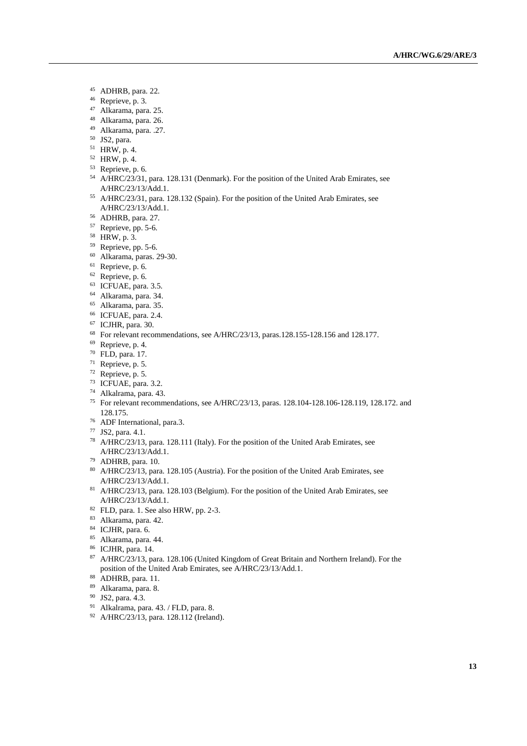[45] ADHRB, para. 22.

[46] Reprieve, p. 3.

[47] Alkarama, para. 25.

[48] Alkarama, para. 26.

[49] Alkarama, para. .27.

[50] JS2, para.

[51] HRW, p. 4.

[52] HRW, p. 4.

[53] Reprieve, p. 6.

[54] A/HRC/23/31, para. 128.131 (Denmark). For the position of the United Arab Emirates, see A/HRC/23/13/Add.1.

[55] A/HRC/23/31, para. 128.132 (Spain). For the position of the United Arab Emirates, see A/HRC/23/13/Add.1.

[56] ADHRB, para. 27.

[57] Reprieve, pp. 5-6.

[58] HRW, p. 3.

[59] Reprieve, pp. 5-6.

[60] Alkarama, paras. 29-30.

[61] Reprieve, p. 6.

[62] Reprieve, p. 6.

[63] ICFUAE, para. 3.5.

[64] Alkarama, para. 34.

[65] Alkarama, para. 35.

[66] ICFUAE, para. 2.4.

[67] ICJHR, para. 30.

[68] For relevant recommendations, see A/HRC/23/13, paras.128.155-128.156 and 128.177.

[69] Reprieve, p. 4.

[70] FLD, para. 17.

[71] Reprieve, p. 5.

[72] Reprieve, p. 5.

[73] ICFUAE, para. 3.2.

[74] Alkalrama, para. 43.

[75] For relevant recommendations, see A/HRC/23/13, paras. 128.104-128.106-128.119, 128.172. and 128.175.

[76] ADF International, para.3.

[77] JS2, para. 4.1.

[78] A/HRC/23/13, para. 128.111 (Italy). For the position of the United Arab Emirates, see A/HRC/23/13/Add.1.

[79] ADHRB, para. 10.

[80] A/HRC/23/13, para. 128.105 (Austria). For the position of the United Arab Emirates, see A/HRC/23/13/Add.1.

[81] A/HRC/23/13, para. 128.103 (Belgium). For the position of the United Arab Emirates, see A/HRC/23/13/Add.1.

[82] FLD, para. 1. See also HRW, pp. 2-3.

[83] Alkarama, para. 42.

[84] ICJHR, para. 6.

[85] Alkarama, para. 44.

[86] ICJHR, para. 14.

[87] A/HRC/23/13, para. 128.106 (United Kingdom of Great Britain and Northern Ireland). For the position of the United Arab Emirates, see A/HRC/23/13/Add.1.

[88] ADHRB, para. 11.

[89] Alkarama, para. 8.

[90] JS2, para. 4.3.

[91] Alkalrama, para. 43. / FLD, para. 8.

[92] A/HRC/23/13, para. 128.112 (Ireland).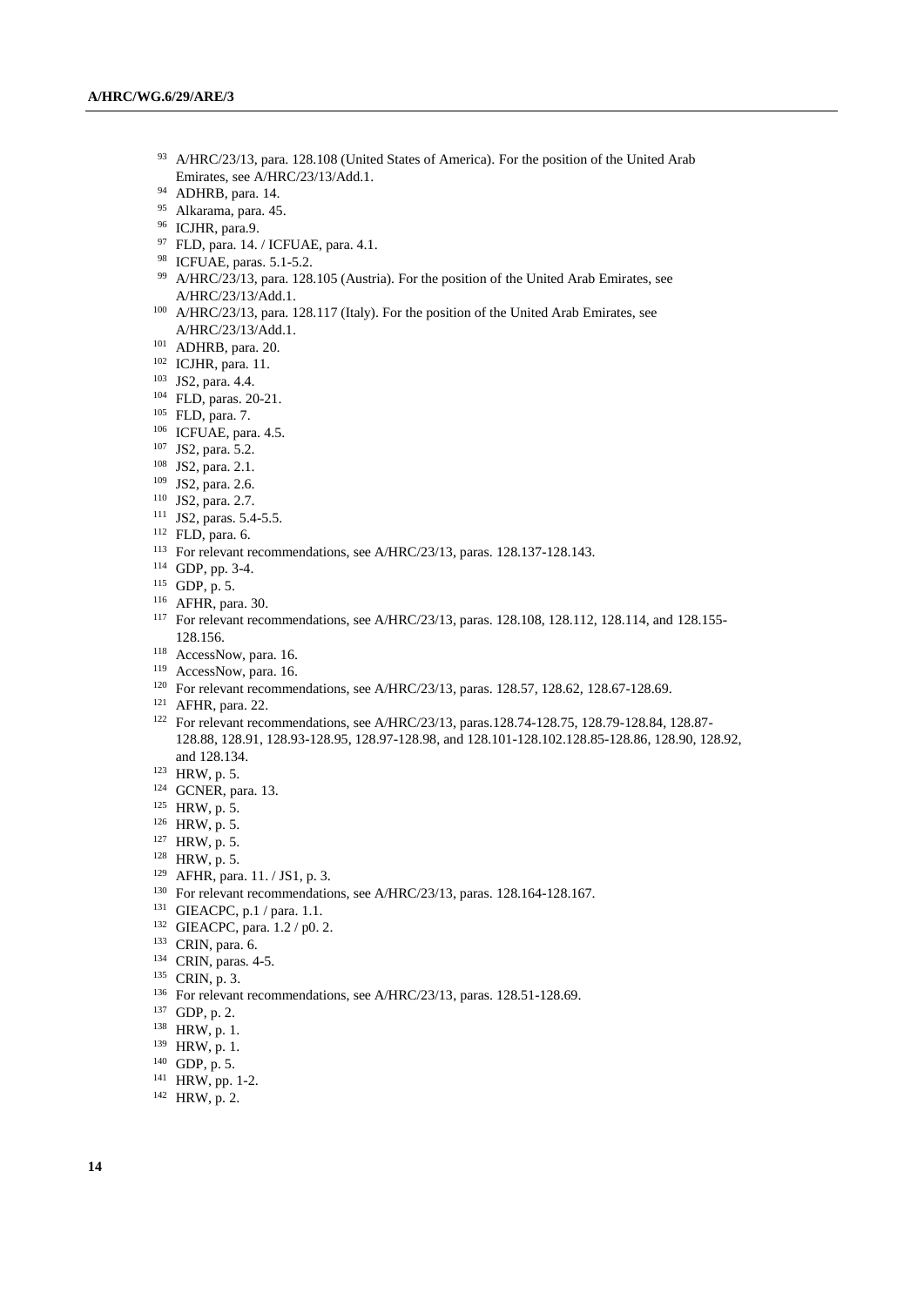[93] A/HRC/23/13, para. 128.108 (United States of America). For the position of the United Arab Emirates, see A/HRC/23/13/Add.1.

[94] ADHRB, para. 14.

[95] Alkarama, para. 45.

[96] ICJHR, para.9.

[97] FLD, para. 14. / ICFUAE, para. 4.1.

[98] ICFUAE, paras. 5.1-5.2.

[99] A/HRC/23/13, para. 128.105 (Austria). For the position of the United Arab Emirates, see A/HRC/23/13/Add.1.

[100] A/HRC/23/13, para. 128.117 (Italy). For the position of the United Arab Emirates, see A/HRC/23/13/Add.1.

[101] ADHRB, para. 20.

[102] ICJHR, para. 11.

[103] JS2, para. 4.4.

[104] FLD, paras. 20-21.

[105] FLD, para. 7.

[106] ICFUAE, para. 4.5.

[107] JS2, para. 5.2.

[108] JS2, para. 2.1.

[109] JS2, para. 2.6.

[110] JS2, para. 2.7.

[111] JS2, paras. 5.4-5.5.

[112] FLD, para. 6.

[113] For relevant recommendations, see A/HRC/23/13, paras. 128.137-128.143.

[114] GDP, pp. 3-4.

[115] GDP, p. 5.

[116] AFHR, para. 30.

[117] For relevant recommendations, see A/HRC/23/13, paras. 128.108, 128.112, 128.114, and 128.155-128.156.

[118] AccessNow, para. 16.

[119] AccessNow, para. 16.

[120] For relevant recommendations, see A/HRC/23/13, paras. 128.57, 128.62, 128.67-128.69.

[121] AFHR, para. 22.

[122] For relevant recommendations, see A/HRC/23/13, paras.128.74-128.75, 128.79-128.84, 128.87-128.88, 128.91, 128.93-128.95, 128.97-128.98, and 128.101-128.102.128.85-128.86, 128.90, 128.92, and 128.134.

[123] HRW, p. 5.

[124] GCNER, para. 13.

[125] HRW, p. 5.

[126] HRW, p. 5.

[127] HRW, p. 5.

[128] HRW, p. 5.

[129] AFHR, para. 11. / JS1, p. 3.

[130] For relevant recommendations, see A/HRC/23/13, paras. 128.164-128.167.

[131] GIEACPC, p.1 / para. 1.1.

[132] GIEACPC, para. 1.2 / p0. 2.

[133] CRIN, para. 6.

[134] CRIN, paras. 4-5.

[135] CRIN, p. 3.

[136] For relevant recommendations, see A/HRC/23/13, paras. 128.51-128.69.

[137] GDP, p. 2.

[138] HRW, p. 1.

[139] HRW, p. 1.

[140] GDP, p. 5.

[141] HRW, pp. 1-2.

[142] HRW, p. 2.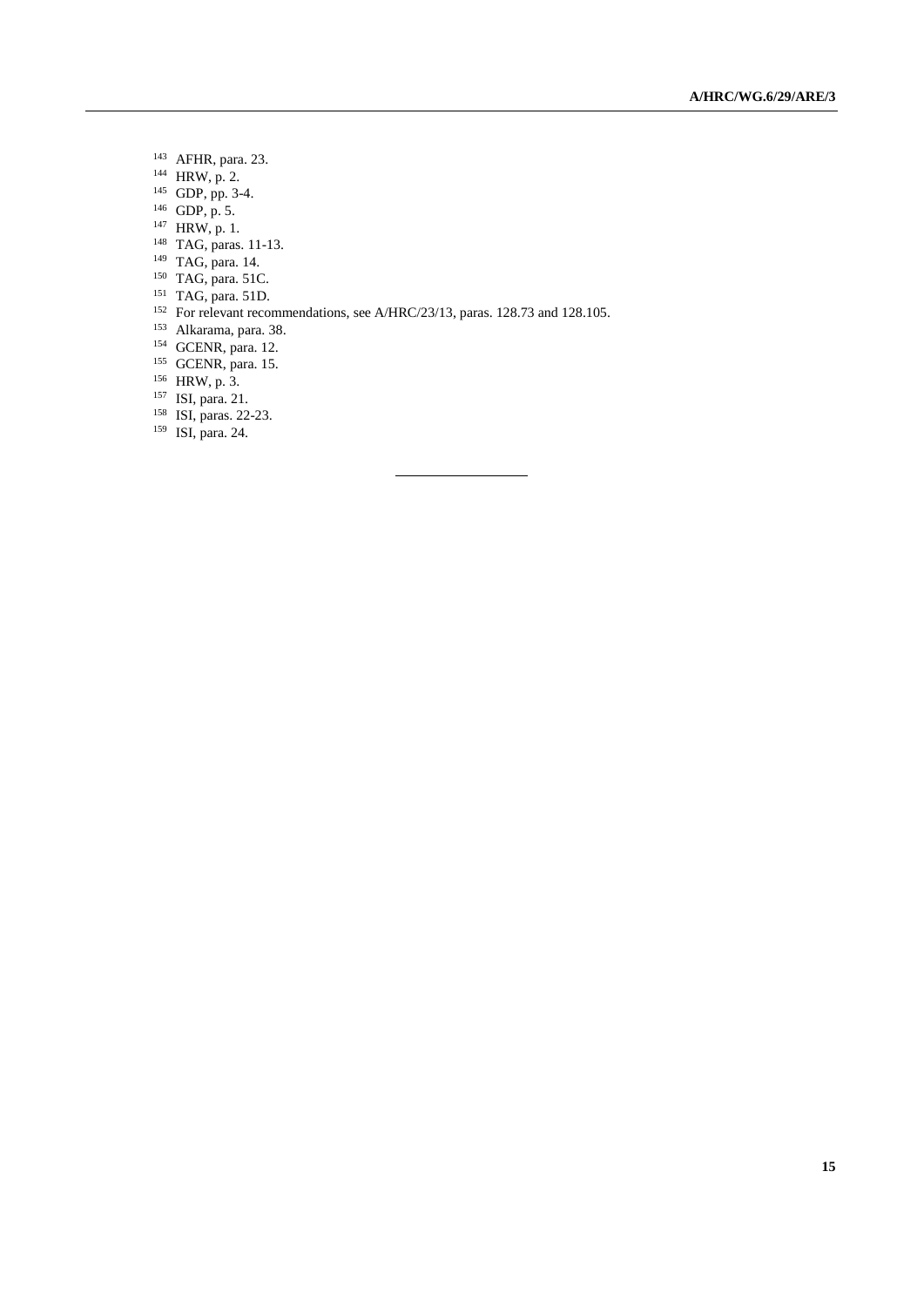[143] AFHR, para. 23.
[144] HRW, p. 2.
[145] GDP, pp. 3-4.
[146] GDP, p. 5.
[147] HRW, p. 1.
[148] TAG, paras. 11-13.
[149] TAG, para. 14.
[150] TAG, para. 51C.
[151] TAG, para. 51D.
[152] For relevant recommendations, see A/HRC/23/13, paras. 128.73 and 128.105.
[153] Alkarama, para. 38.
[154] GCENR, para. 12.
[155] GCENR, para. 15.
[156] HRW, p. 3.
[157] ISI, para. 21.
[158] ISI, paras. 22-23.
[159] ISI, para. 24.